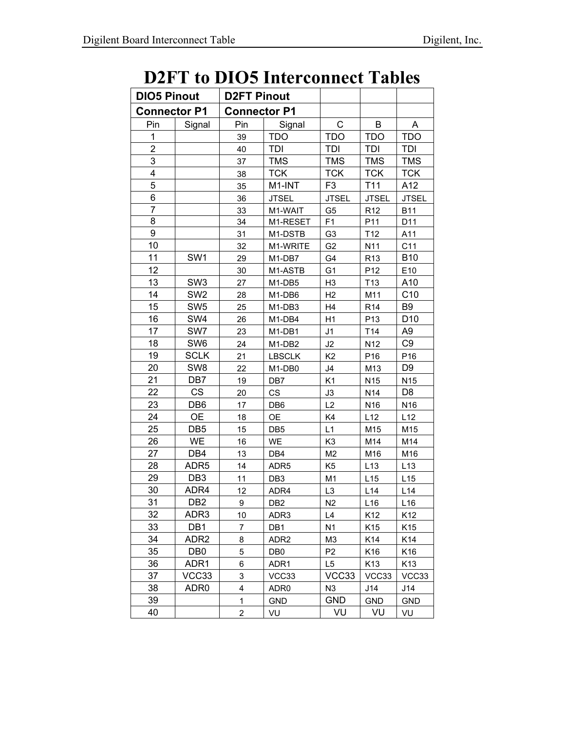# D2FT to DIO5 Interconnect Tables

| DIO5 Pinout | | D2FT Pinout | | | | |
|---|---|---|---|---|---|---|
| Connector P1 | | Connector P1 | | | | |
| Pin | Signal | Pin | Signal | C | B | A |
| 1 | | 39 | TDO | TDO | TDO | TDO |
| 2 | | 40 | TDI | TDI | TDI | TDI |
| 3 | | 37 | TMS | TMS | TMS | TMS |
| 4 | | 38 | TCK | TCK | TCK | TCK |
| 5 | | 35 | M1-INT | F3 | T11 | A12 |
| 6 | | 36 | JTSEL | JTSEL | JTSEL | JTSEL |
| 7 | | 33 | M1-WAIT | G5 | R12 | B11 |
| 8 | | 34 | M1-RESET | F1 | P11 | D11 |
| 9 | | 31 | M1-DSTB | G3 | T12 | A11 |
| 10 | | 32 | M1-WRITE | G2 | N11 | C11 |
| 11 | SW1 | 29 | M1-DB7 | G4 | R13 | B10 |
| 12 | | 30 | M1-ASTB | G1 | P12 | E10 |
| 13 | SW3 | 27 | M1-DB5 | H3 | T13 | A10 |
| 14 | SW2 | 28 | M1-DB6 | H2 | M11 | C10 |
| 15 | SW5 | 25 | M1-DB3 | H4 | R14 | B9 |
| 16 | SW4 | 26 | M1-DB4 | H1 | P13 | D10 |
| 17 | SW7 | 23 | M1-DB1 | J1 | T14 | A9 |
| 18 | SW6 | 24 | M1-DB2 | J2 | N12 | C9 |
| 19 | SCLK | 21 | LBSCLK | K2 | P16 | P16 |
| 20 | SW8 | 22 | M1-DB0 | J4 | M13 | D9 |
| 21 | DB7 | 19 | DB7 | K1 | N15 | N15 |
| 22 | CS | 20 | CS | J3 | N14 | D8 |
| 23 | DB6 | 17 | DB6 | L2 | N16 | N16 |
| 24 | OE | 18 | OE | K4 | L12 | L12 |
| 25 | DB5 | 15 | DB5 | L1 | M15 | M15 |
| 26 | WE | 16 | WE | K3 | M14 | M14 |
| 27 | DB4 | 13 | DB4 | M2 | M16 | M16 |
| 28 | ADR5 | 14 | ADR5 | K5 | L13 | L13 |
| 29 | DB3 | 11 | DB3 | M1 | L15 | L15 |
| 30 | ADR4 | 12 | ADR4 | L3 | L14 | L14 |
| 31 | DB2 | 9 | DB2 | N2 | L16 | L16 |
| 32 | ADR3 | 10 | ADR3 | L4 | K12 | K12 |
| 33 | DB1 | 7 | DB1 | N1 | K15 | K15 |
| 34 | ADR2 | 8 | ADR2 | M3 | K14 | K14 |
| 35 | DB0 | 5 | DB0 | P2 | K16 | K16 |
| 36 | ADR1 | 6 | ADR1 | L5 | K13 | K13 |
| 37 | VCC33 | 3 | VCC33 | VCC33 | VCC33 | VCC33 |
| 38 | ADR0 | 4 | ADR0 | N3 | J14 | J14 |
| 39 | | 1 | GND | GND | GND | GND |
| 40 | | 2 | VU | VU | VU | VU |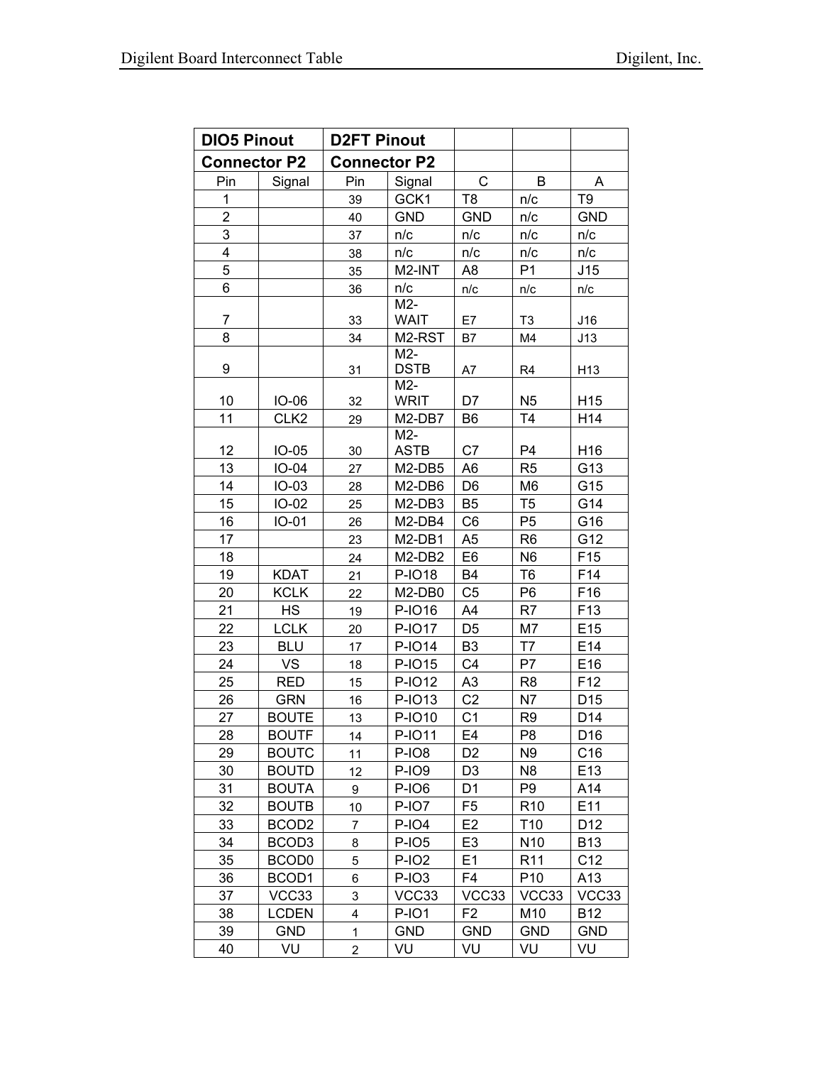| DIO5 Pinout | | D2FT Pinout | | | | |
|---|---|---|---|---|---|---|
| Connector P2 | | Connector P2 | | | | |
| Pin | Signal | Pin | Signal | C | B | A |
| 1 | | 39 | GCK1 | T8 | n/c | T9 |
| 2 | | 40 | GND | GND | n/c | GND |
| 3 | | 37 | n/c | n/c | n/c | n/c |
| 4 | | 38 | n/c | n/c | n/c | n/c |
| 5 | | 35 | M2-INT | A8 | P1 | J15 |
| 6 | | 36 | n/c | n/c | n/c | n/c |
| 7 | | 33 | M2-WAIT | E7 | T3 | J16 |
| 8 | | 34 | M2-RST | B7 | M4 | J13 |
| 9 | | 31 | M2-DSTB | A7 | R4 | H13 |
| 10 | IO-06 | 32 | M2-WRIT | D7 | N5 | H15 |
| 11 | CLK2 | 29 | M2-DB7 | B6 | T4 | H14 |
| 12 | IO-05 | 30 | M2-ASTB | C7 | P4 | H16 |
| 13 | IO-04 | 27 | M2-DB5 | A6 | R5 | G13 |
| 14 | IO-03 | 28 | M2-DB6 | D6 | M6 | G15 |
| 15 | IO-02 | 25 | M2-DB3 | B5 | T5 | G14 |
| 16 | IO-01 | 26 | M2-DB4 | C6 | P5 | G16 |
| 17 | | 23 | M2-DB1 | A5 | R6 | G12 |
| 18 | | 24 | M2-DB2 | E6 | N6 | F15 |
| 19 | KDAT | 21 | P-IO18 | B4 | T6 | F14 |
| 20 | KCLK | 22 | M2-DB0 | C5 | P6 | F16 |
| 21 | HS | 19 | P-IO16 | A4 | R7 | F13 |
| 22 | LCLK | 20 | P-IO17 | D5 | M7 | E15 |
| 23 | BLU | 17 | P-IO14 | B3 | T7 | E14 |
| 24 | VS | 18 | P-IO15 | C4 | P7 | E16 |
| 25 | RED | 15 | P-IO12 | A3 | R8 | F12 |
| 26 | GRN | 16 | P-IO13 | C2 | N7 | D15 |
| 27 | BOUTE | 13 | P-IO10 | C1 | R9 | D14 |
| 28 | BOUTF | 14 | P-IO11 | E4 | P8 | D16 |
| 29 | BOUTC | 11 | P-IO8 | D2 | N9 | C16 |
| 30 | BOUTD | 12 | P-IO9 | D3 | N8 | E13 |
| 31 | BOUTA | 9 | P-IO6 | D1 | P9 | A14 |
| 32 | BOUTB | 10 | P-IO7 | F5 | R10 | E11 |
| 33 | BCOD2 | 7 | P-IO4 | E2 | T10 | D12 |
| 34 | BCOD3 | 8 | P-IO5 | E3 | N10 | B13 |
| 35 | BCOD0 | 5 | P-IO2 | E1 | R11 | C12 |
| 36 | BCOD1 | 6 | P-IO3 | F4 | P10 | A13 |
| 37 | VCC33 | 3 | VCC33 | VCC33 | VCC33 | VCC33 |
| 38 | LCDEN | 4 | P-IO1 | F2 | M10 | B12 |
| 39 | GND | 1 | GND | GND | GND | GND |
| 40 | VU | 2 | VU | VU | VU | VU |